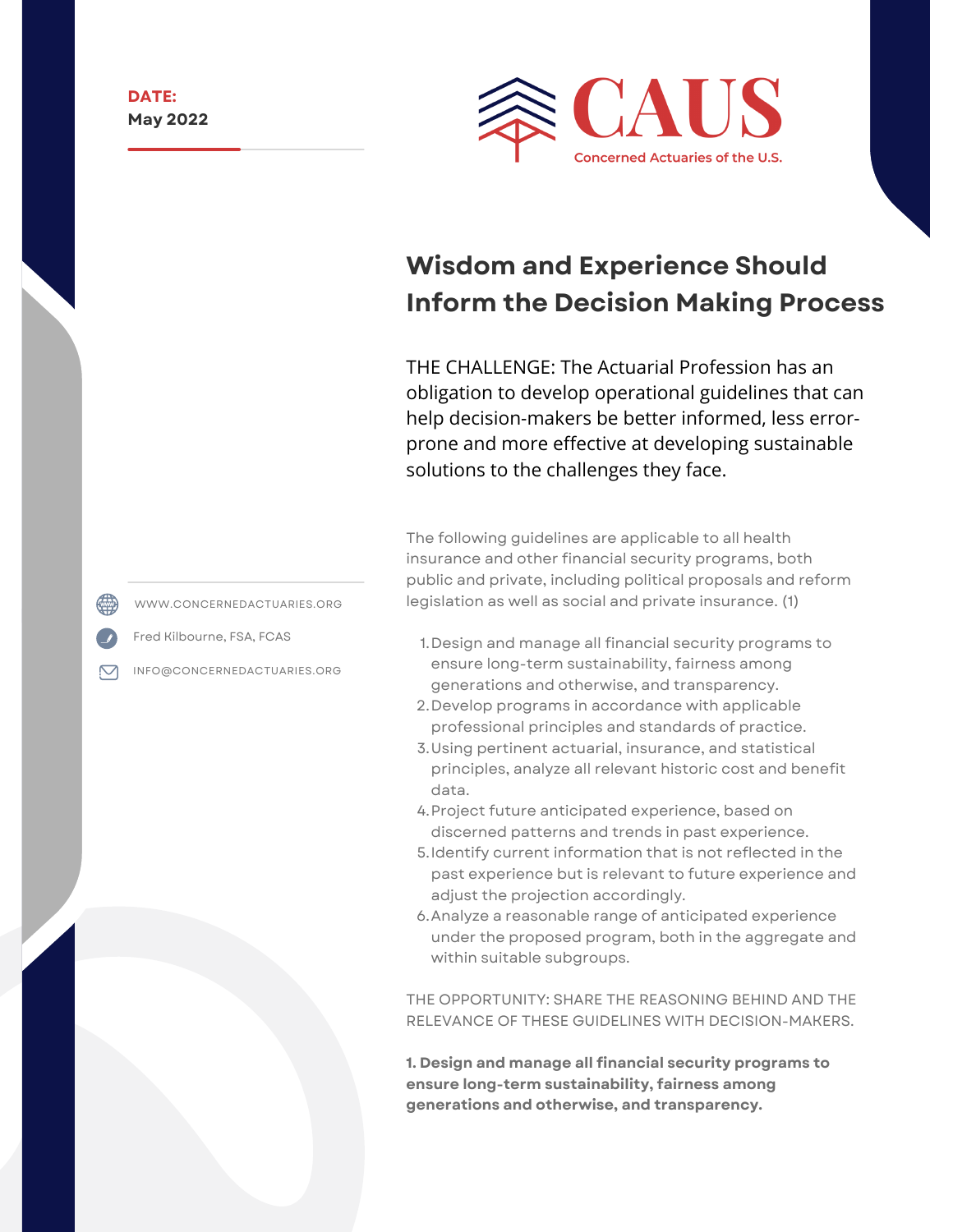**DATE:**
**May 2022**

CAUS
Concerned Actuaries of the U.S.

WWW.CONCERNEDACTUARIES.ORG

Fred Kilbourne, FSA, FCAS

INFO@CONCERNEDACTUARIES.ORG

# Wisdom and Experience Should Inform the Decision Making Process

THE CHALLENGE: The Actuarial Profession has an obligation to develop operational guidelines that can help decision-makers be better informed, less error-prone and more effective at developing sustainable solutions to the challenges they face.

The following guidelines are applicable to all health insurance and other financial security programs, both public and private, including political proposals and reform legislation as well as social and private insurance. (1)

1. Design and manage all financial security programs to ensure long-term sustainability, fairness among generations and otherwise, and transparency.
2. Develop programs in accordance with applicable professional principles and standards of practice.
3. Using pertinent actuarial, insurance, and statistical principles, analyze all relevant historic cost and benefit data.
4. Project future anticipated experience, based on discerned patterns and trends in past experience.
5. Identify current information that is not reflected in the past experience but is relevant to future experience and adjust the projection accordingly.
6. Analyze a reasonable range of anticipated experience under the proposed program, both in the aggregate and within suitable subgroups.

THE OPPORTUNITY: SHARE THE REASONING BEHIND AND THE RELEVANCE OF THESE GUIDELINES WITH DECISION-MAKERS.

**1. Design and manage all financial security programs to ensure long-term sustainability, fairness among generations and otherwise, and transparency.**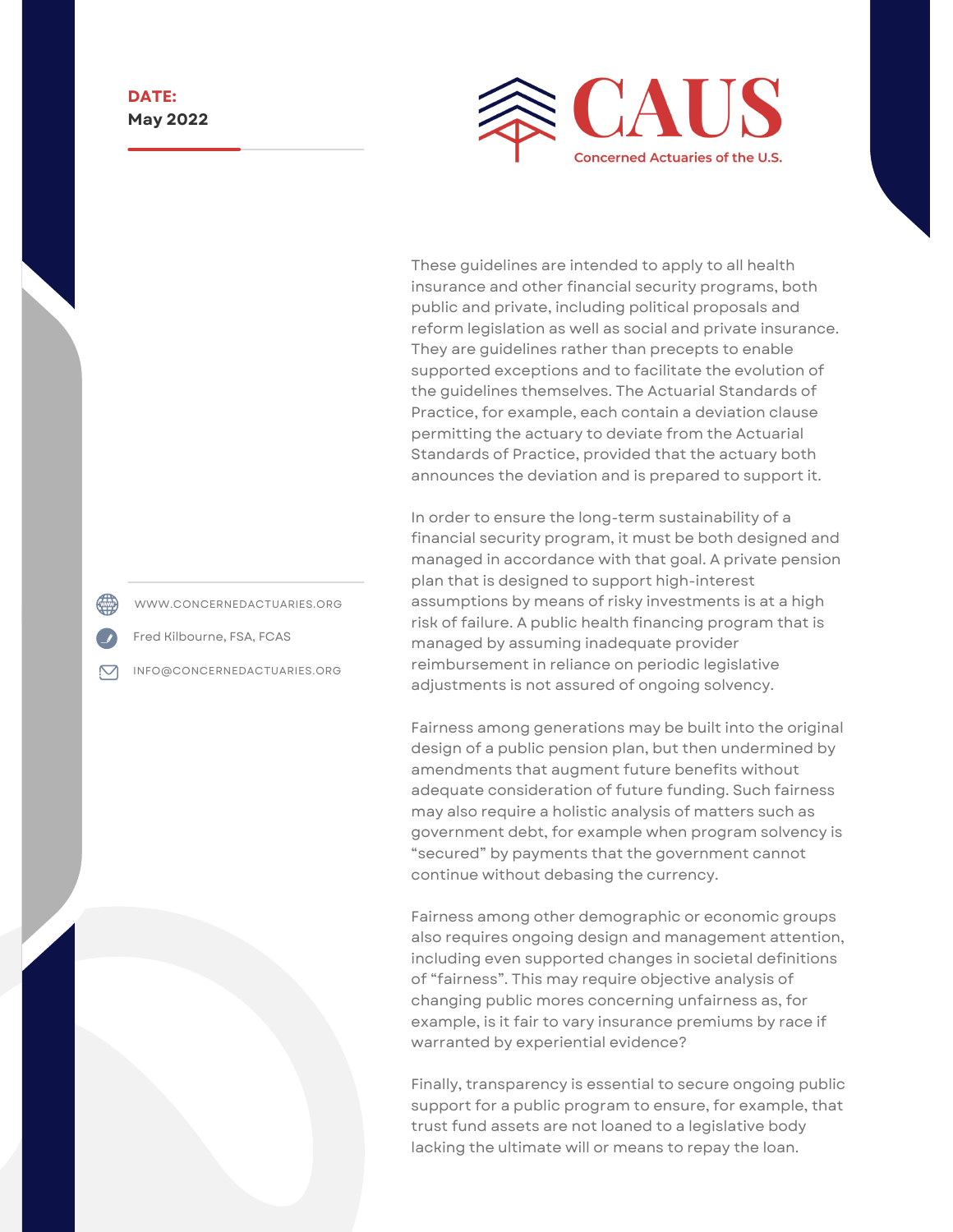These guidelines are intended to apply to all health insurance and other financial security programs, both public and private, including political proposals and reform legislation as well as social and private insurance. They are guidelines rather than precepts to enable supported exceptions and to facilitate the evolution of the guidelines themselves. The Actuarial Standards of Practice, for example, each contain a deviation clause permitting the actuary to deviate from the Actuarial Standards of Practice, provided that the actuary both announces the deviation and is prepared to support it.

In order to ensure the long-term sustainability of a financial security program, it must be both designed and managed in accordance with that goal. A private pension plan that is designed to support high-interest assumptions by means of risky investments is at a high risk of failure. A public health financing program that is managed by assuming inadequate provider reimbursement in reliance on periodic legislative adjustments is not assured of ongoing solvency.

Fairness among generations may be built into the original design of a public pension plan, but then undermined by amendments that augment future benefits without adequate consideration of future funding. Such fairness may also require a holistic analysis of matters such as government debt, for example when program solvency is "secured" by payments that the government cannot continue without debasing the currency.

Fairness among other demographic or economic groups also requires ongoing design and management attention, including even supported changes in societal definitions of "fairness". This may require objective analysis of changing public mores concerning unfairness as, for example, is it fair to vary insurance premiums by race if warranted by experiential evidence?

Finally, transparency is essential to secure ongoing public support for a public program to ensure, for example, that trust fund assets are not loaned to a legislative body lacking the ultimate will or means to repay the loan.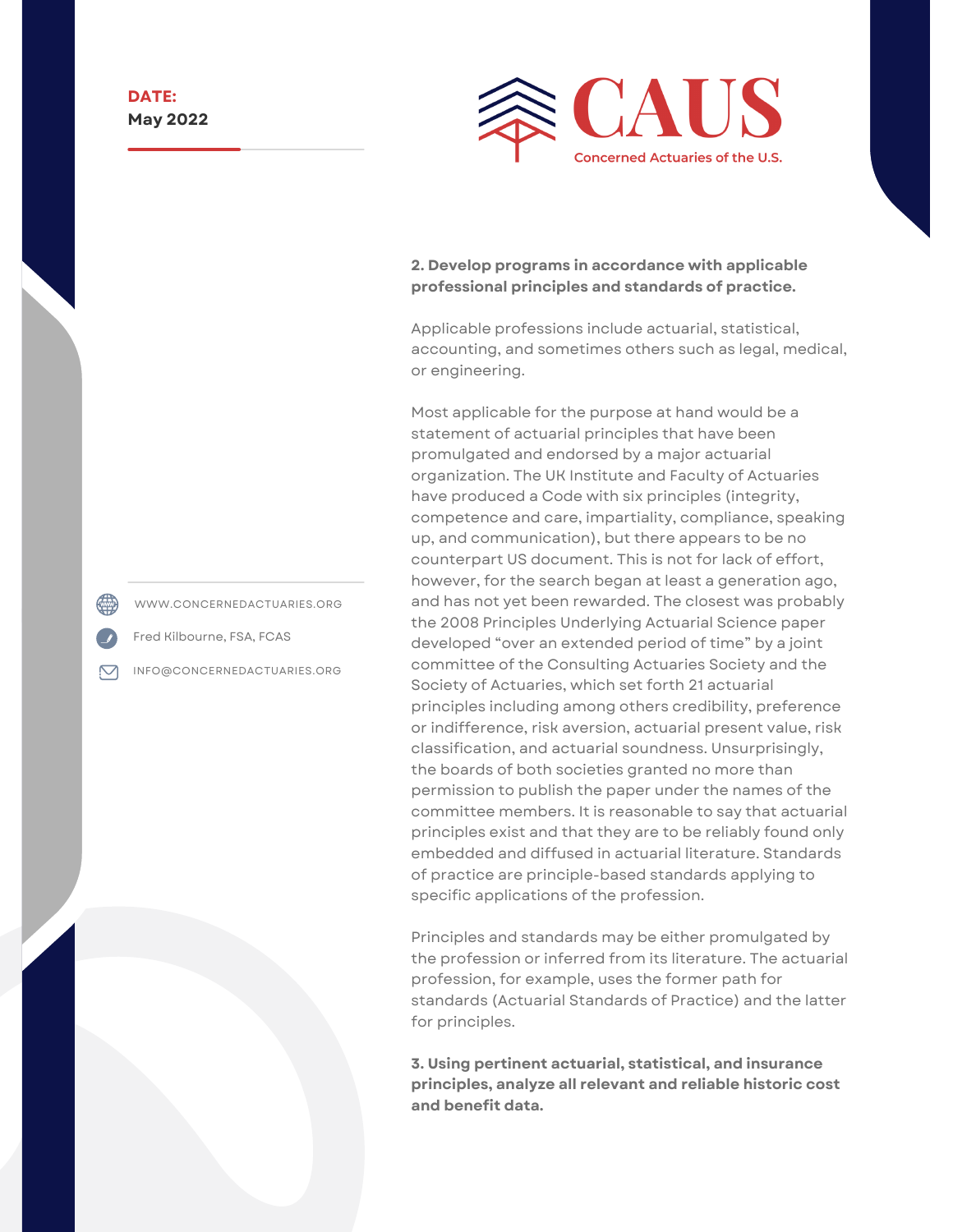**2. Develop programs in accordance with applicable professional principles and standards of practice.**

Applicable professions include actuarial, statistical, accounting, and sometimes others such as legal, medical, or engineering.

Most applicable for the purpose at hand would be a statement of actuarial principles that have been promulgated and endorsed by a major actuarial organization. The UK Institute and Faculty of Actuaries have produced a Code with six principles (integrity, competence and care, impartiality, compliance, speaking up, and communication), but there appears to be no counterpart US document. This is not for lack of effort, however, for the search began at least a generation ago, and has not yet been rewarded. The closest was probably the 2008 Principles Underlying Actuarial Science paper developed "over an extended period of time" by a joint committee of the Consulting Actuaries Society and the Society of Actuaries, which set forth 21 actuarial principles including among others credibility, preference or indifference, risk aversion, actuarial present value, risk classification, and actuarial soundness. Unsurprisingly, the boards of both societies granted no more than permission to publish the paper under the names of the committee members. It is reasonable to say that actuarial principles exist and that they are to be reliably found only embedded and diffused in actuarial literature. Standards of practice are principle-based standards applying to specific applications of the profession.

Principles and standards may be either promulgated by the profession or inferred from its literature. The actuarial profession, for example, uses the former path for standards (Actuarial Standards of Practice) and the latter for principles.

**3. Using pertinent actuarial, statistical, and insurance principles, analyze all relevant and reliable historic cost and benefit data.**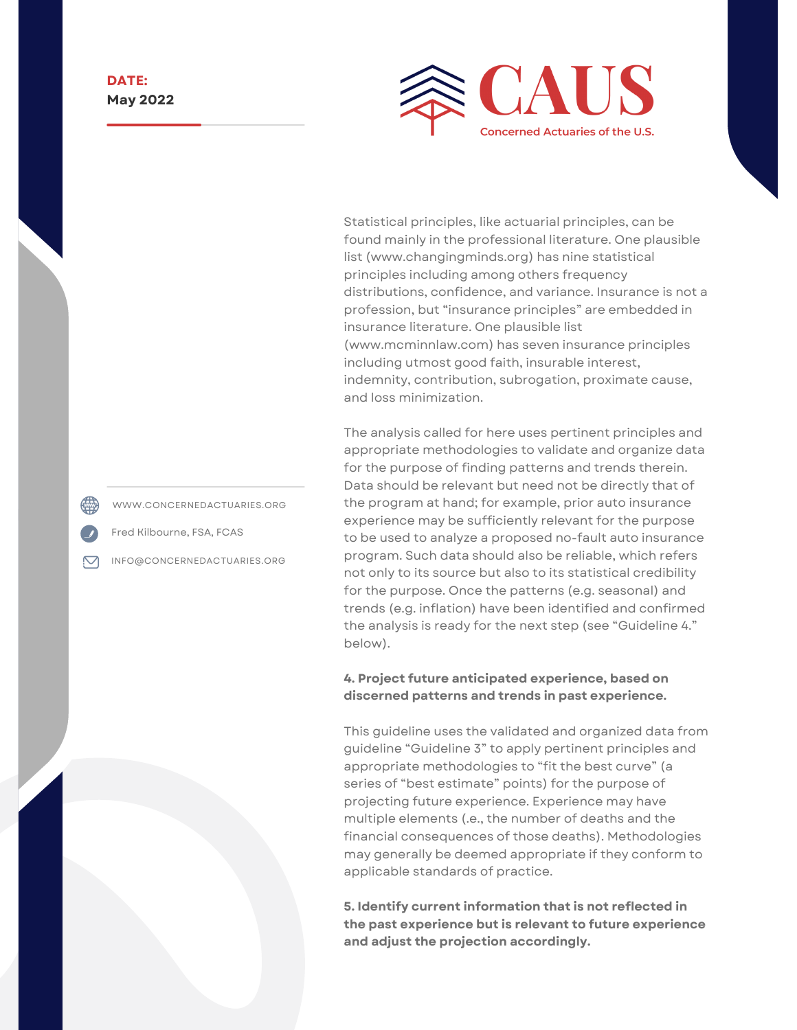Statistical principles, like actuarial principles, can be found mainly in the professional literature. One plausible list (www.changingminds.org) has nine statistical principles including among others frequency distributions, confidence, and variance. Insurance is not a profession, but "insurance principles" are embedded in insurance literature. One plausible list (www.mcminnlaw.com) has seven insurance principles including utmost good faith, insurable interest, indemnity, contribution, subrogation, proximate cause, and loss minimization.

The analysis called for here uses pertinent principles and appropriate methodologies to validate and organize data for the purpose of finding patterns and trends therein. Data should be relevant but need not be directly that of the program at hand; for example, prior auto insurance experience may be sufficiently relevant for the purpose to be used to analyze a proposed no-fault auto insurance program. Such data should also be reliable, which refers not only to its source but also to its statistical credibility for the purpose. Once the patterns (e.g. seasonal) and trends (e.g. inflation) have been identified and confirmed the analysis is ready for the next step (see "Guideline 4." below).

**4. Project future anticipated experience, based on discerned patterns and trends in past experience.**

This guideline uses the validated and organized data from guideline "Guideline 3" to apply pertinent principles and appropriate methodologies to "fit the best curve" (a series of "best estimate" points) for the purpose of projecting future experience. Experience may have multiple elements (i.e., the number of deaths and the financial consequences of those deaths). Methodologies may generally be deemed appropriate if they conform to applicable standards of practice.

**5. Identify current information that is not reflected in the past experience but is relevant to future experience and adjust the projection accordingly.**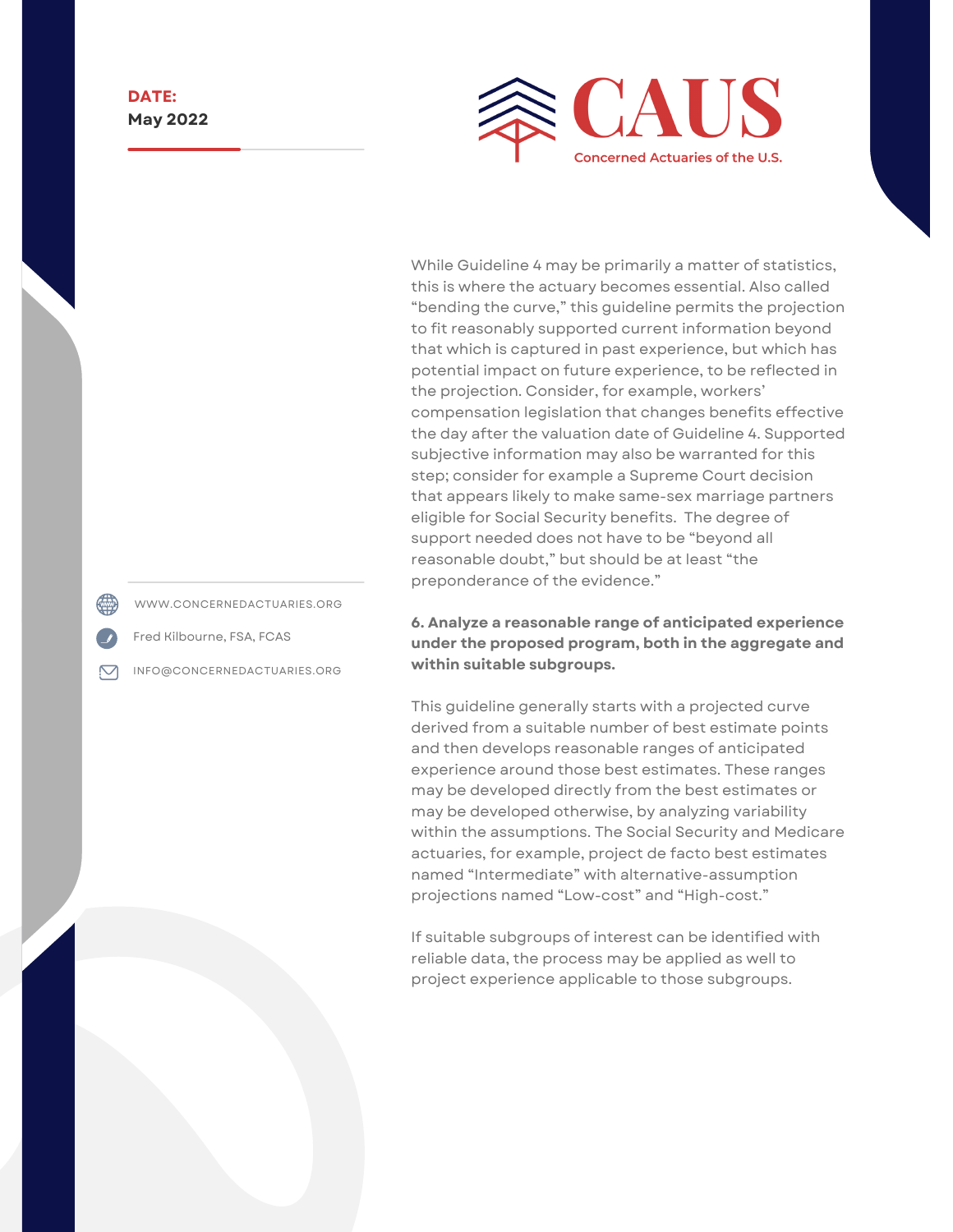While Guideline 4 may be primarily a matter of statistics, this is where the actuary becomes essential. Also called "bending the curve," this guideline permits the projection to fit reasonably supported current information beyond that which is captured in past experience, but which has potential impact on future experience, to be reflected in the projection. Consider, for example, workers' compensation legislation that changes benefits effective the day after the valuation date of Guideline 4. Supported subjective information may also be warranted for this step; consider for example a Supreme Court decision that appears likely to make same-sex marriage partners eligible for Social Security benefits. The degree of support needed does not have to be "beyond all reasonable doubt," but should be at least "the preponderance of the evidence."

**6. Analyze a reasonable range of anticipated experience under the proposed program, both in the aggregate and within suitable subgroups.**

This guideline generally starts with a projected curve derived from a suitable number of best estimate points and then develops reasonable ranges of anticipated experience around those best estimates. These ranges may be developed directly from the best estimates or may be developed otherwise, by analyzing variability within the assumptions. The Social Security and Medicare actuaries, for example, project de facto best estimates named "Intermediate" with alternative-assumption projections named "Low-cost" and "High-cost."

If suitable subgroups of interest can be identified with reliable data, the process may be applied as well to project experience applicable to those subgroups.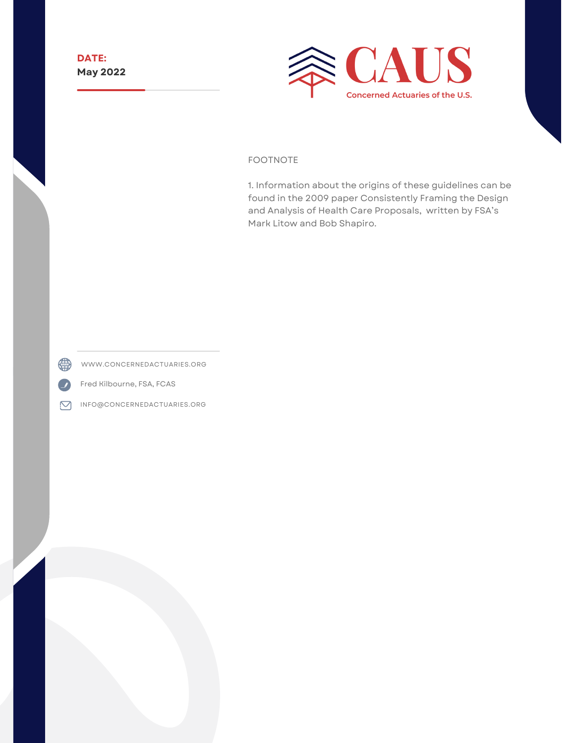**DATE:**
**May 2022**

CAUS
Concerned Actuaries of the U.S.

FOOTNOTE

1. Information about the origins of these guidelines can be found in the 2009 paper Consistently Framing the Design and Analysis of Health Care Proposals, written by FSA's Mark Litow and Bob Shapiro.

WWW.CONCERNEDACTUARIES.ORG

Fred Kilbourne, FSA, FCAS

INFO@CONCERNEDACTUARIES.ORG